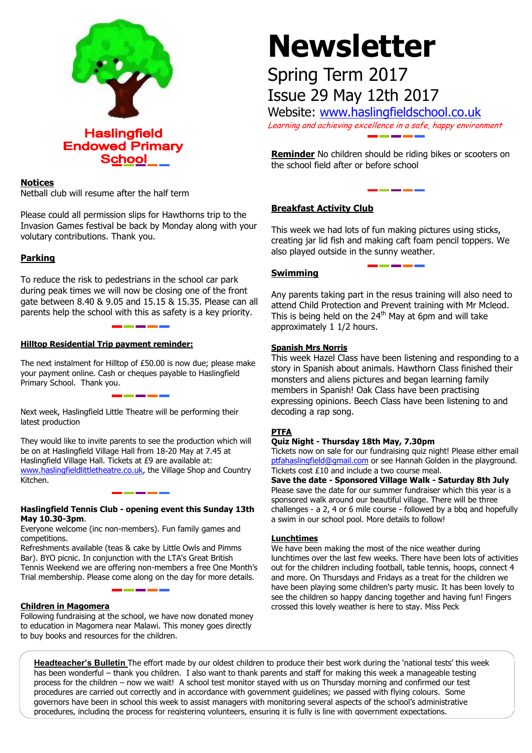# Haslingfield Endowed Primary School

# Newsletter

## Spring Term 2017

## Issue 29 May 12th 2017

Website: www.haslingfieldschool.co.uk

*Learning and achieving excellence in a safe, happy environment*

**Notices**

Netball club will resume after the half term

Please could all permission slips for Hawthorns trip to the Invasion Games festival be back by Monday along with your volutary contributions. Thank you.

**Parking**

To reduce the risk to pedestrians in the school car park during peak times we will now be closing one of the front gate between 8.40 & 9.05 and 15.15 & 15.35. Please can all parents help the school with this as safety is a key priority.

**Hilltop Residential Trip payment reminder:**

The next instalment for Hilltop of £50.00 is now due; please make your payment online. Cash or cheques payable to Haslingfield Primary School. Thank you.

Next week, Haslingfield Little Theatre will be performing their latest production

They would like to invite parents to see the production which will be on at Haslingfield Village Hall from 18-20 May at 7.45 at Haslingfield Village Hall. Tickets at £9 are available at: www.haslingfieldlittletheatre.co.uk, the Village Shop and Country Kitchen.

**Haslingfield Tennis Club - opening event this Sunday 13th May 10.30-3pm**.

Everyone welcome (inc non-members). Fun family games and competitions.

Refreshments available (teas & cake by Little Owls and Pimms Bar). BYO picnic. In conjunction with the LTA's Great British Tennis Weekend we are offering non-members a free One Month's Trial membership. Please come along on the day for more details.

**Children in Magomera**

Following fundraising at the school, we have now donated money to education in Magomera near Malawi. This money goes directly to buy books and resources for the children.

**Reminder** No children should be riding bikes or scooters on the school field after or before school

**Breakfast Activity Club**

This week we had lots of fun making pictures using sticks, creating jar lid fish and making caft foam pencil toppers. We also played outside in the sunny weather.

**Swimming**

Any parents taking part in the resus training will also need to attend Child Protection and Prevent training with Mr Mcleod. This is being held on the 24th May at 6pm and will take approximately 1 1/2 hours.

**Spanish Mrs Norris**

This week Hazel Class have been listening and responding to a story in Spanish about animals. Hawthorn Class finished their monsters and aliens pictures and began learning family members in Spanish! Oak Class have been practising expressing opinions. Beech Class have been listening to and decoding a rap song.

**PTFA**

**Quiz Night - Thursday 18th May, 7.30pm**

Tickets now on sale for our fundraising quiz night! Please either email ptfahaslingfield@gmail.com or see Hannah Golden in the playground. Tickets cost £10 and include a two course meal.

**Save the date - Sponsored Village Walk - Saturday 8th July**

Please save the date for our summer fundraiser which this year is a sponsored walk around our beautiful village. There will be three challenges - a 2, 4 or 6 mile course - followed by a bbq and hopefully a swim in our school pool. More details to follow!

**Lunchtimes**

We have been making the most of the nice weather during lunchtimes over the last few weeks. There have been lots of activities out for the children including football, table tennis, hoops, connect 4 and more. On Thursdays and Fridays as a treat for the children we have been playing some children's party music. It has been lovely to see the children so happy dancing together and having fun! Fingers crossed this lovely weather is here to stay. Miss Peck

**Headteacher's Bulletin** The effort made by our oldest children to produce their best work during the 'national tests' this week has been wonderful – thank you children. I also want to thank parents and staff for making this week a manageable testing process for the children – now we wait! A school test monitor stayed with us on Thursday morning and confirmed our test procedures are carried out correctly and in accordance with government guidelines; we passed with flying colours. Some governors have been in school this week to assist managers with monitoring several aspects of the school's administrative procedures, including the process for registering volunteers, ensuring it is fully is line with government expectations.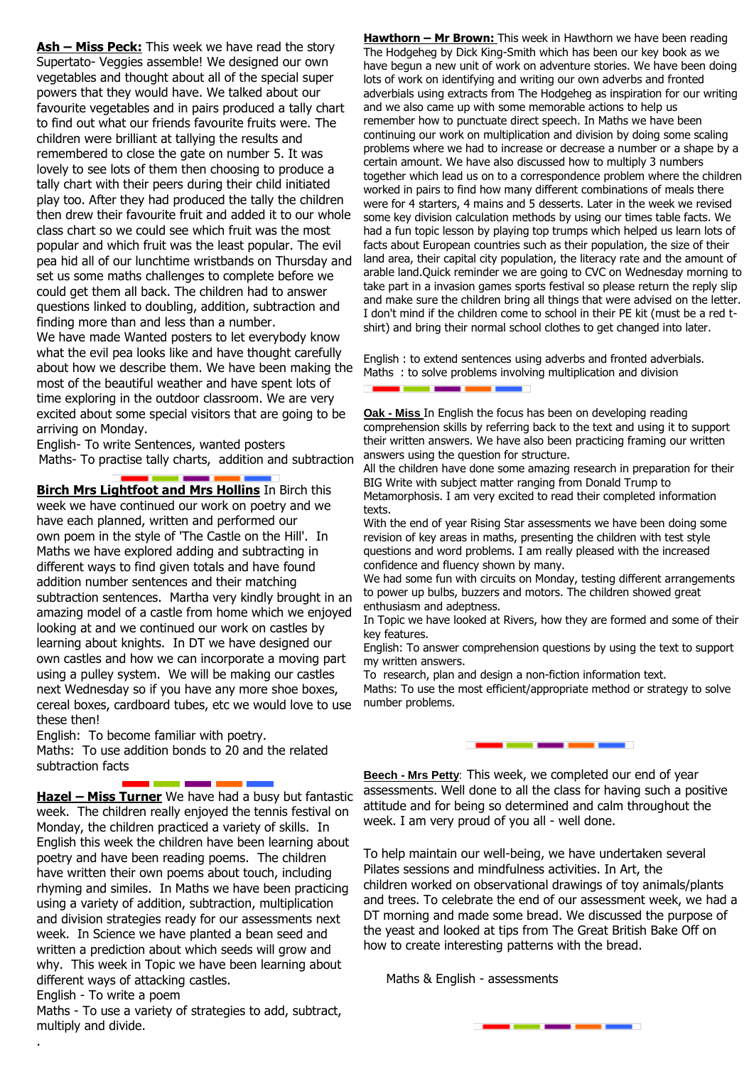**Ash – Miss Peck:** This week we have read the story Supertato- Veggies assemble! We designed our own vegetables and thought about all of the special super powers that they would have. We talked about our favourite vegetables and in pairs produced a tally chart to find out what our friends favourite fruits were. The children were brilliant at tallying the results and remembered to close the gate on number 5. It was lovely to see lots of them then choosing to produce a tally chart with their peers during their child initiated play too. After they had produced the tally the children then drew their favourite fruit and added it to our whole class chart so we could see which fruit was the most popular and which fruit was the least popular. The evil pea hid all of our lunchtime wristbands on Thursday and set us some maths challenges to complete before we could get them all back. The children had to answer questions linked to doubling, addition, subtraction and finding more than and less than a number.

We have made Wanted posters to let everybody know what the evil pea looks like and have thought carefully about how we describe them. We have been making the most of the beautiful weather and have spent lots of time exploring in the outdoor classroom. We are very excited about some special visitors that are going to be arriving on Monday.

English- To write Sentences, wanted posters
Maths- To practise tally charts, addition and subtraction

**Birch Mrs Lightfoot and Mrs Hollins** In Birch this week we have continued our work on poetry and we have each planned, written and performed our own poem in the style of 'The Castle on the Hill'. In Maths we have explored adding and subtracting in different ways to find given totals and have found addition number sentences and their matching subtraction sentences. Martha very kindly brought in an amazing model of a castle from home which we enjoyed looking at and we continued our work on castles by learning about knights. In DT we have designed our own castles and how we can incorporate a moving part using a pulley system. We will be making our castles next Wednesday so if you have any more shoe boxes, cereal boxes, cardboard tubes, etc we would love to use these then!

English: To become familiar with poetry.
Maths: To use addition bonds to 20 and the related subtraction facts

**Hazel – Miss Turner** We have had a busy but fantastic week. The children really enjoyed the tennis festival on Monday, the children practiced a variety of skills. In English this week the children have been learning about poetry and have been reading poems. The children have written their own poems about touch, including rhyming and similes. In Maths we have been practicing using a variety of addition, subtraction, multiplication and division strategies ready for our assessments next week. In Science we have planted a bean seed and written a prediction about which seeds will grow and why. This week in Topic we have been learning about different ways of attacking castles.

English - To write a poem
Maths - To use a variety of strategies to add, subtract, multiply and divide.

**Hawthorn – Mr Brown:** This week in Hawthorn we have been reading The Hodgeheg by Dick King-Smith which has been our key book as we have begun a new unit of work on adventure stories. We have been doing lots of work on identifying and writing our own adverbs and fronted adverbials using extracts from The Hodgeheg as inspiration for our writing and we also came up with some memorable actions to help us remember how to punctuate direct speech. In Maths we have been continuing our work on multiplication and division by doing some scaling problems where we had to increase or decrease a number or a shape by a certain amount. We have also discussed how to multiply 3 numbers together which lead us on to a correspondence problem where the children worked in pairs to find how many different combinations of meals there were for 4 starters, 4 mains and 5 desserts. Later in the week we revised some key division calculation methods by using our times table facts. We had a fun topic lesson by playing top trumps which helped us learn lots of facts about European countries such as their population, the size of their land area, their capital city population, the literacy rate and the amount of arable land.Quick reminder we are going to CVC on Wednesday morning to take part in a invasion games sports festival so please return the reply slip and make sure the children bring all things that were advised on the letter. I don't mind if the children come to school in their PE kit (must be a red t-shirt) and bring their normal school clothes to get changed into later.

English : to extend sentences using adverbs and fronted adverbials.
Maths : to solve problems involving multiplication and division

**Oak - Miss** In English the focus has been on developing reading comprehension skills by referring back to the text and using it to support their written answers. We have also been practicing framing our written answers using the question for structure.

All the children have done some amazing research in preparation for their BIG Write with subject matter ranging from Donald Trump to Metamorphosis. I am very excited to read their completed information texts.

With the end of year Rising Star assessments we have been doing some revision of key areas in maths, presenting the children with test style questions and word problems. I am really pleased with the increased confidence and fluency shown by many.

We had some fun with circuits on Monday, testing different arrangements to power up bulbs, buzzers and motors. The children showed great enthusiasm and adeptness.

In Topic we have looked at Rivers, how they are formed and some of their key features.

English: To answer comprehension questions by using the text to support my written answers.
To research, plan and design a non-fiction information text.
Maths: To use the most efficient/appropriate method or strategy to solve number problems.

**Beech - Mrs Petty**: This week, we completed our end of year assessments. Well done to all the class for having such a positive attitude and for being so determined and calm throughout the week. I am very proud of you all - well done.

To help maintain our well-being, we have undertaken several Pilates sessions and mindfulness activities. In Art, the children worked on observational drawings of toy animals/plants and trees. To celebrate the end of our assessment week, we had a DT morning and made some bread. We discussed the purpose of the yeast and looked at tips from The Great British Bake Off on how to create interesting patterns with the bread.

Maths & English - assessments